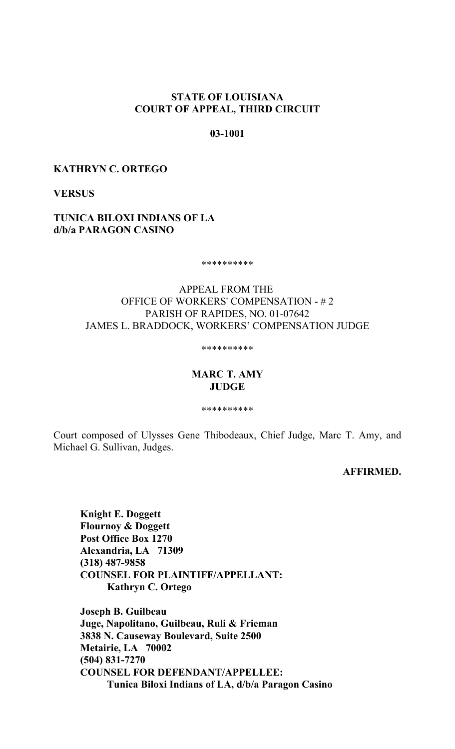**STATE OF LOUISIANA**
**COURT OF APPEAL, THIRD CIRCUIT**

**03-1001**

**KATHRYN C. ORTEGO**

**VERSUS**

**TUNICA BILOXI INDIANS OF LA**
**d/b/a PARAGON CASINO**

**********

APPEAL FROM THE
OFFICE OF WORKERS' COMPENSATION - # 2
PARISH OF RAPIDES, NO. 01-07642
JAMES L. BRADDOCK, WORKERS' COMPENSATION JUDGE

**********

**MARC T. AMY**
**JUDGE**

**********

Court composed of Ulysses Gene Thibodeaux, Chief Judge, Marc T. Amy, and Michael G. Sullivan, Judges.

**AFFIRMED.**

**Knight E. Doggett**
**Flournoy & Doggett**
**Post Office Box 1270**
**Alexandria, LA 71309**
**(318) 487-9858**
**COUNSEL FOR PLAINTIFF/APPELLANT:**
**Kathryn C. Ortego**

**Joseph B. Guilbeau**
**Juge, Napolitano, Guilbeau, Ruli & Frieman**
**3838 N. Causeway Boulevard, Suite 2500**
**Metairie, LA 70002**
**(504) 831-7270**
**COUNSEL FOR DEFENDANT/APPELLEE:**
**Tunica Biloxi Indians of LA, d/b/a Paragon Casino**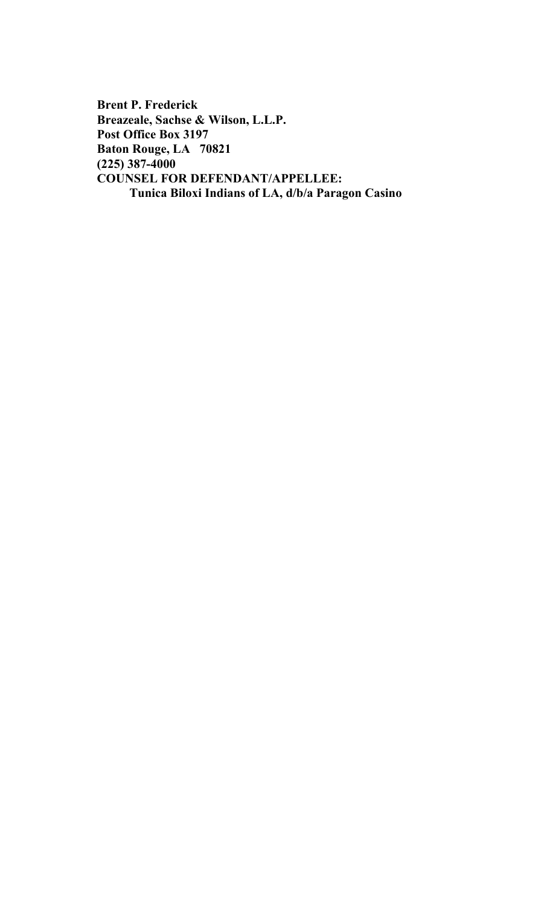**Brent P. Frederick**
**Breazeale, Sachse & Wilson, L.L.P.**
**Post Office Box 3197**
**Baton Rouge, LA 70821**
**(225) 387-4000**
**COUNSEL FOR DEFENDANT/APPELLEE:**
**Tunica Biloxi Indians of LA, d/b/a Paragon Casino**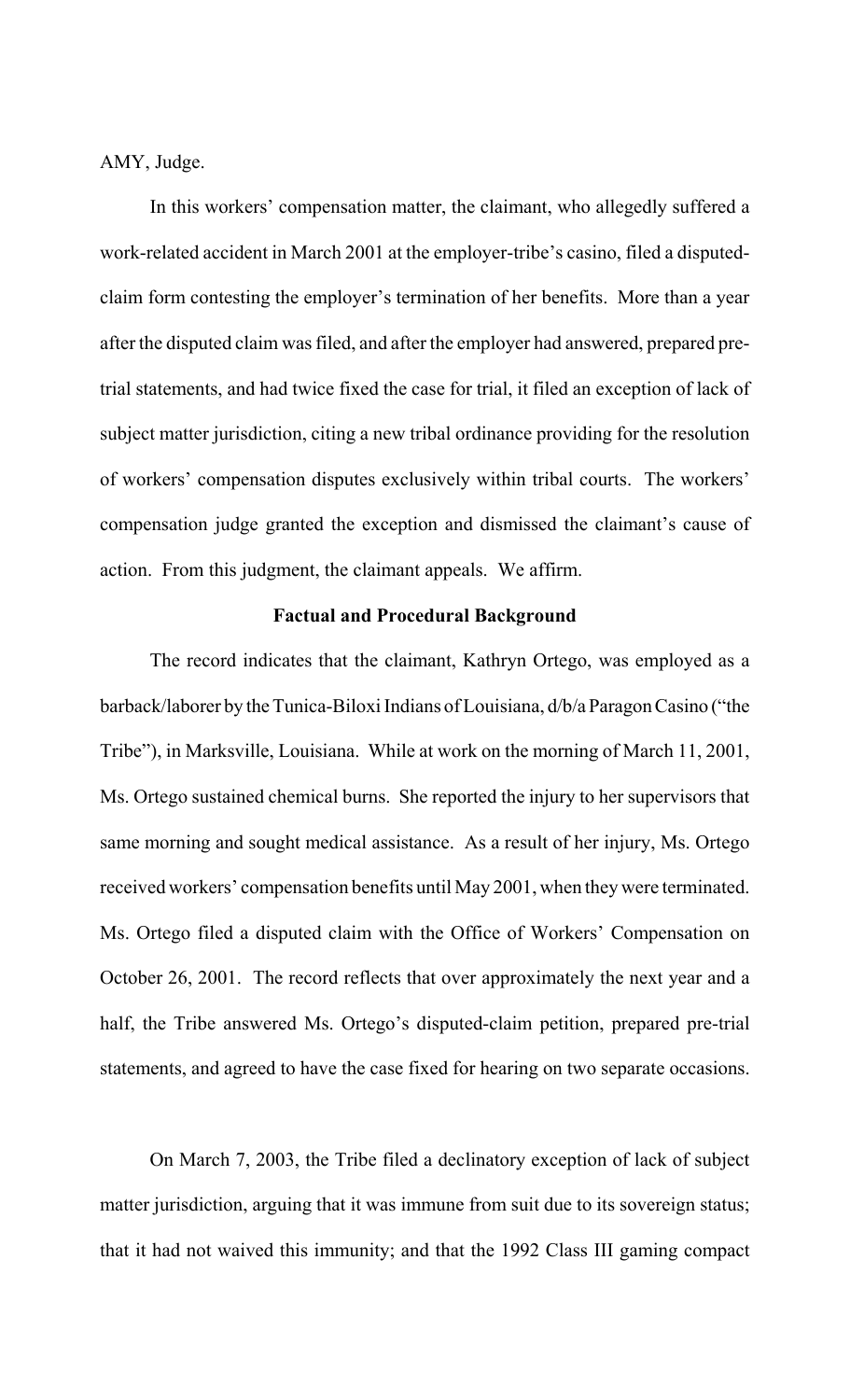AMY, Judge.

In this workers' compensation matter, the claimant, who allegedly suffered a work-related accident in March 2001 at the employer-tribe's casino, filed a disputed-claim form contesting the employer's termination of her benefits. More than a year after the disputed claim was filed, and after the employer had answered, prepared pre-trial statements, and had twice fixed the case for trial, it filed an exception of lack of subject matter jurisdiction, citing a new tribal ordinance providing for the resolution of workers' compensation disputes exclusively within tribal courts. The workers' compensation judge granted the exception and dismissed the claimant's cause of action. From this judgment, the claimant appeals. We affirm.

**Factual and Procedural Background**

The record indicates that the claimant, Kathryn Ortego, was employed as a barback/laborer by the Tunica-Biloxi Indians of Louisiana, d/b/a Paragon Casino ("the Tribe"), in Marksville, Louisiana. While at work on the morning of March 11, 2001, Ms. Ortego sustained chemical burns. She reported the injury to her supervisors that same morning and sought medical assistance. As a result of her injury, Ms. Ortego received workers' compensation benefits until May 2001, when they were terminated. Ms. Ortego filed a disputed claim with the Office of Workers' Compensation on October 26, 2001. The record reflects that over approximately the next year and a half, the Tribe answered Ms. Ortego's disputed-claim petition, prepared pre-trial statements, and agreed to have the case fixed for hearing on two separate occasions.

On March 7, 2003, the Tribe filed a declinatory exception of lack of subject matter jurisdiction, arguing that it was immune from suit due to its sovereign status; that it had not waived this immunity; and that the 1992 Class III gaming compact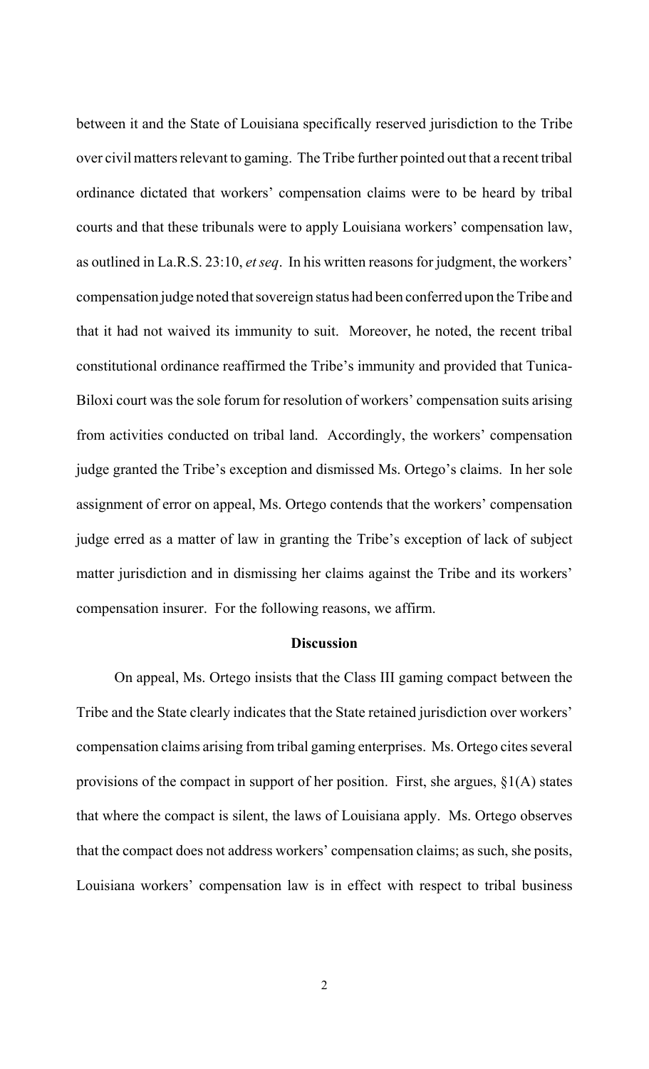between it and the State of Louisiana specifically reserved jurisdiction to the Tribe over civil matters relevant to gaming. The Tribe further pointed out that a recent tribal ordinance dictated that workers' compensation claims were to be heard by tribal courts and that these tribunals were to apply Louisiana workers' compensation law, as outlined in La.R.S. 23:10, *et seq*. In his written reasons for judgment, the workers' compensation judge noted that sovereign status had been conferred upon the Tribe and that it had not waived its immunity to suit. Moreover, he noted, the recent tribal constitutional ordinance reaffirmed the Tribe's immunity and provided that Tunica-Biloxi court was the sole forum for resolution of workers' compensation suits arising from activities conducted on tribal land. Accordingly, the workers' compensation judge granted the Tribe's exception and dismissed Ms. Ortego's claims. In her sole assignment of error on appeal, Ms. Ortego contends that the workers' compensation judge erred as a matter of law in granting the Tribe's exception of lack of subject matter jurisdiction and in dismissing her claims against the Tribe and its workers' compensation insurer. For the following reasons, we affirm.

**Discussion**

On appeal, Ms. Ortego insists that the Class III gaming compact between the Tribe and the State clearly indicates that the State retained jurisdiction over workers' compensation claims arising from tribal gaming enterprises. Ms. Ortego cites several provisions of the compact in support of her position. First, she argues, §1(A) states that where the compact is silent, the laws of Louisiana apply. Ms. Ortego observes that the compact does not address workers' compensation claims; as such, she posits, Louisiana workers' compensation law is in effect with respect to tribal business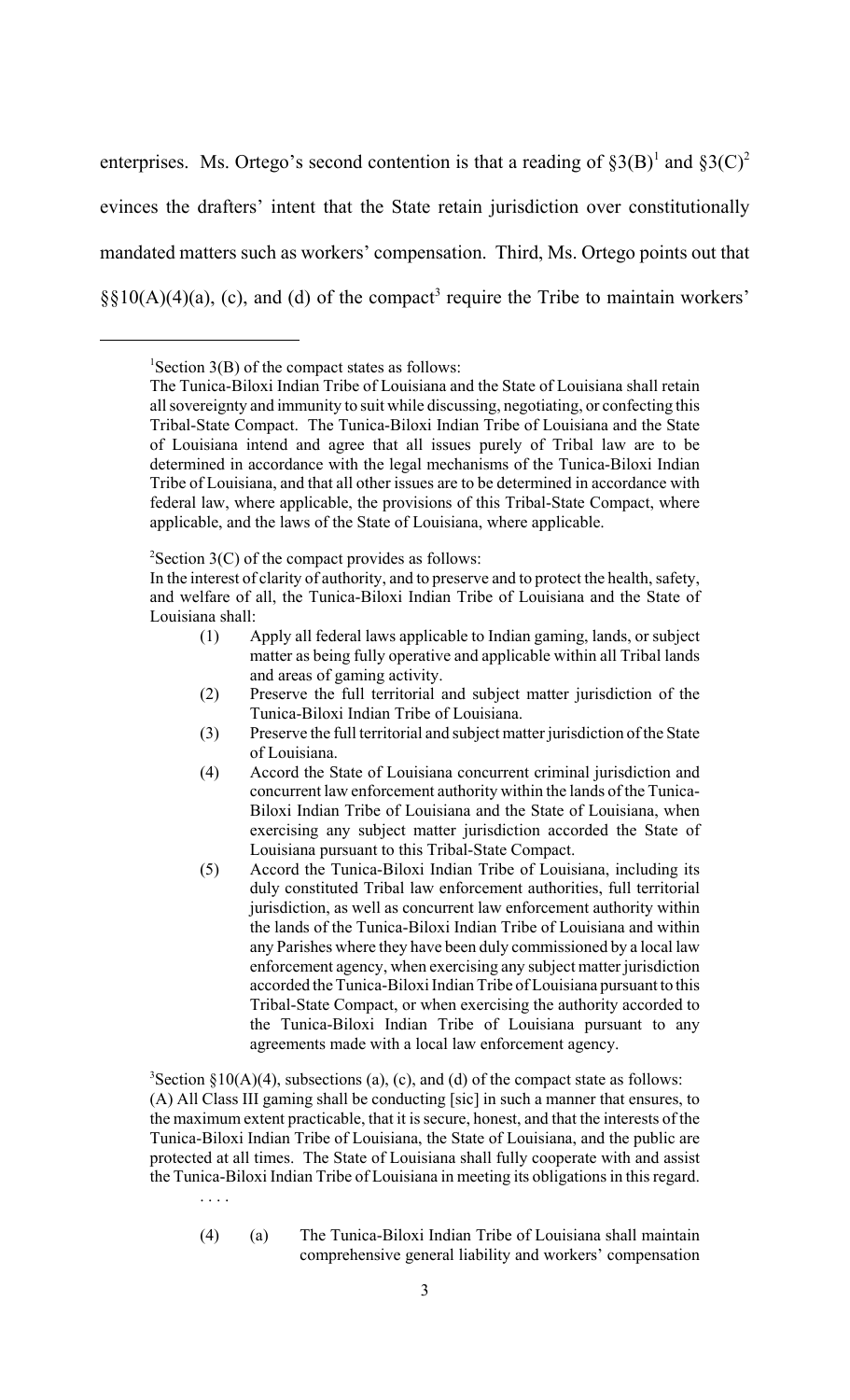enterprises. Ms. Ortego's second contention is that a reading of §3(B)[1] and §3(C)[2] evinces the drafters' intent that the State retain jurisdiction over constitutionally mandated matters such as workers' compensation. Third, Ms. Ortego points out that §§10(A)(4)(a), (c), and (d) of the compact[3] require the Tribe to maintain workers'

---

[1]Section 3(B) of the compact states as follows:

The Tunica-Biloxi Indian Tribe of Louisiana and the State of Louisiana shall retain all sovereignty and immunity to suit while discussing, negotiating, or confecting this Tribal-State Compact. The Tunica-Biloxi Indian Tribe of Louisiana and the State of Louisiana intend and agree that all issues purely of Tribal law are to be determined in accordance with the legal mechanisms of the Tunica-Biloxi Indian Tribe of Louisiana, and that all other issues are to be determined in accordance with federal law, where applicable, the provisions of this Tribal-State Compact, where applicable, and the laws of the State of Louisiana, where applicable.

[2]Section 3(C) of the compact provides as follows:

In the interest of clarity of authority, and to preserve and to protect the health, safety, and welfare of all, the Tunica-Biloxi Indian Tribe of Louisiana and the State of Louisiana shall:

(1) Apply all federal laws applicable to Indian gaming, lands, or subject matter as being fully operative and applicable within all Tribal lands and areas of gaming activity.

(2) Preserve the full territorial and subject matter jurisdiction of the Tunica-Biloxi Indian Tribe of Louisiana.

(3) Preserve the full territorial and subject matter jurisdiction of the State of Louisiana.

(4) Accord the State of Louisiana concurrent criminal jurisdiction and concurrent law enforcement authority within the lands of the Tunica-Biloxi Indian Tribe of Louisiana and the State of Louisiana, when exercising any subject matter jurisdiction accorded the State of Louisiana pursuant to this Tribal-State Compact.

(5) Accord the Tunica-Biloxi Indian Tribe of Louisiana, including its duly constituted Tribal law enforcement authorities, full territorial jurisdiction, as well as concurrent law enforcement authority within the lands of the Tunica-Biloxi Indian Tribe of Louisiana and within any Parishes where they have been duly commissioned by a local law enforcement agency, when exercising any subject matter jurisdiction accorded the Tunica-Biloxi Indian Tribe of Louisiana pursuant to this Tribal-State Compact, or when exercising the authority accorded to the Tunica-Biloxi Indian Tribe of Louisiana pursuant to any agreements made with a local law enforcement agency.

[3]Section §10(A)(4), subsections (a), (c), and (d) of the compact state as follows:

(A) All Class III gaming shall be conducting [sic] in such a manner that ensures, to the maximum extent practicable, that it is secure, honest, and that the interests of the Tunica-Biloxi Indian Tribe of Louisiana, the State of Louisiana, and the public are protected at all times. The State of Louisiana shall fully cooperate with and assist the Tunica-Biloxi Indian Tribe of Louisiana in meeting its obligations in this regard.

. . . .

(4) (a) The Tunica-Biloxi Indian Tribe of Louisiana shall maintain comprehensive general liability and workers' compensation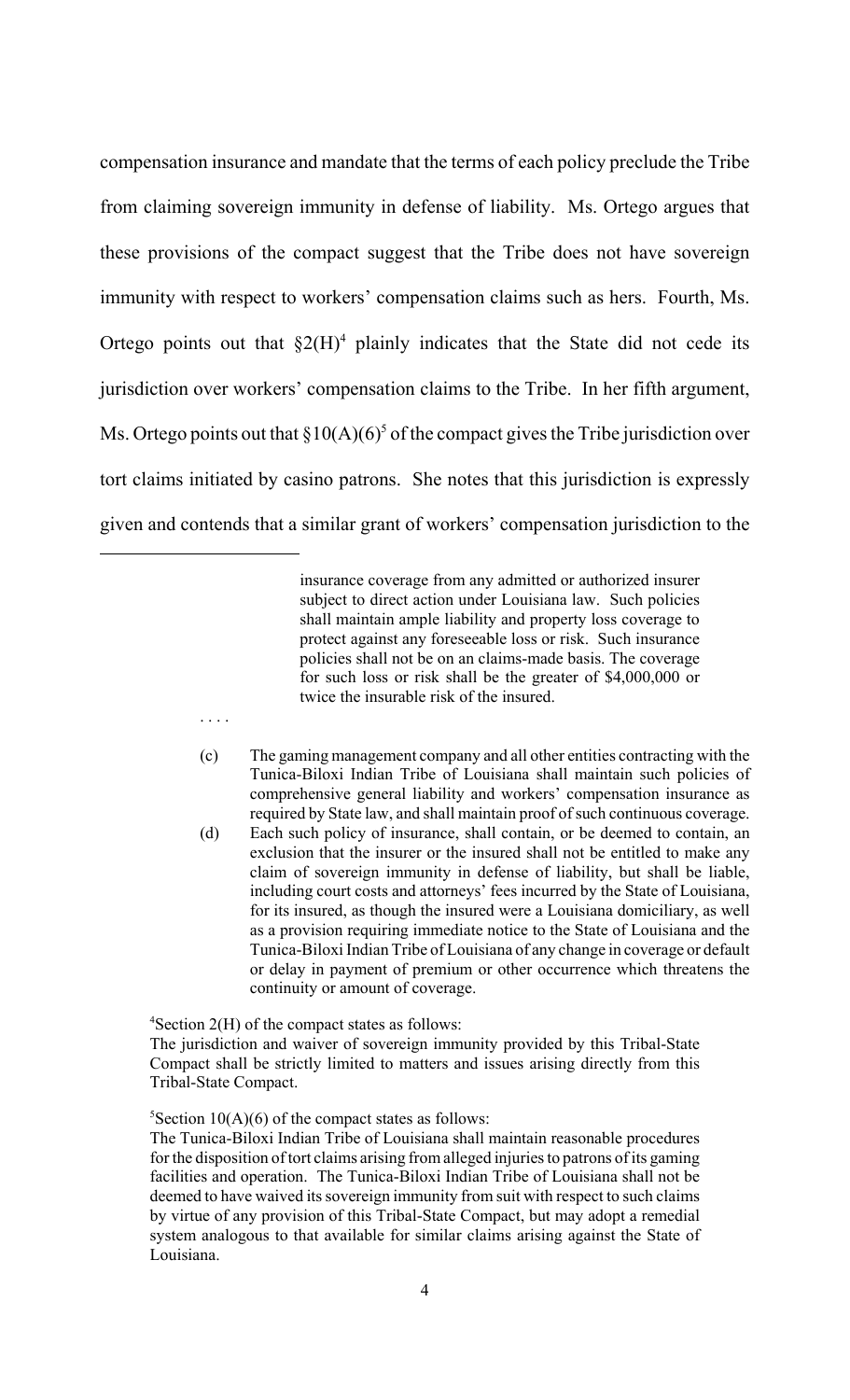compensation insurance and mandate that the terms of each policy preclude the Tribe from claiming sovereign immunity in defense of liability. Ms. Ortego argues that these provisions of the compact suggest that the Tribe does not have sovereign immunity with respect to workers' compensation claims such as hers. Fourth, Ms. Ortego points out that §2(H)[4] plainly indicates that the State did not cede its jurisdiction over workers' compensation claims to the Tribe. In her fifth argument, Ms. Ortego points out that §10(A)(6)[5] of the compact gives the Tribe jurisdiction over tort claims initiated by casino patrons. She notes that this jurisdiction is expressly given and contends that a similar grant of workers' compensation jurisdiction to the

---

> insurance coverage from any admitted or authorized insurer subject to direct action under Louisiana law. Such policies shall maintain ample liability and property loss coverage to protect against any foreseeable loss or risk. Such insurance policies shall not be on an claims-made basis. The coverage for such loss or risk shall be the greater of $4,000,000 or twice the insurable risk of the insured.
>
> . . . .
>
> (c) The gaming management company and all other entities contracting with the Tunica-Biloxi Indian Tribe of Louisiana shall maintain such policies of comprehensive general liability and workers' compensation insurance as required by State law, and shall maintain proof of such continuous coverage.
>
> (d) Each such policy of insurance, shall contain, or be deemed to contain, an exclusion that the insurer or the insured shall not be entitled to make any claim of sovereign immunity in defense of liability, but shall be liable, including court costs and attorneys' fees incurred by the State of Louisiana, for its insured, as though the insured were a Louisiana domiciliary, as well as a provision requiring immediate notice to the State of Louisiana and the Tunica-Biloxi Indian Tribe of Louisiana of any change in coverage or default or delay in payment of premium or other occurrence which threatens the continuity or amount of coverage.

[4] Section 2(H) of the compact states as follows:
The jurisdiction and waiver of sovereign immunity provided by this Tribal-State Compact shall be strictly limited to matters and issues arising directly from this Tribal-State Compact.

[5] Section 10(A)(6) of the compact states as follows:
The Tunica-Biloxi Indian Tribe of Louisiana shall maintain reasonable procedures for the disposition of tort claims arising from alleged injuries to patrons of its gaming facilities and operation. The Tunica-Biloxi Indian Tribe of Louisiana shall not be deemed to have waived its sovereign immunity from suit with respect to such claims by virtue of any provision of this Tribal-State Compact, but may adopt a remedial system analogous to that available for similar claims arising against the State of Louisiana.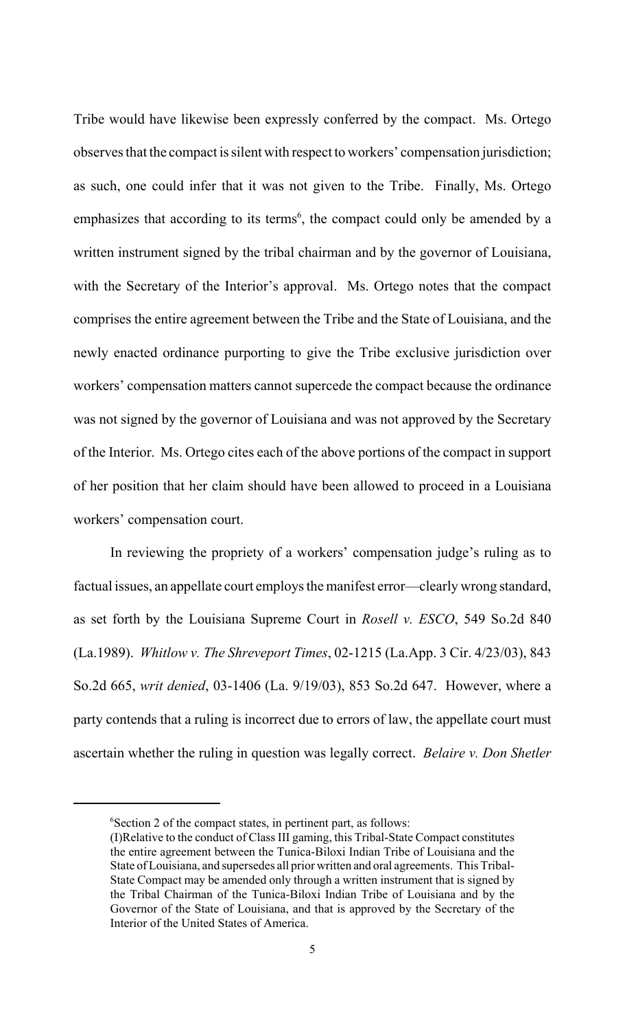Tribe would have likewise been expressly conferred by the compact. Ms. Ortego observes that the compact is silent with respect to workers' compensation jurisdiction; as such, one could infer that it was not given to the Tribe. Finally, Ms. Ortego emphasizes that according to its terms[6], the compact could only be amended by a written instrument signed by the tribal chairman and by the governor of Louisiana, with the Secretary of the Interior's approval. Ms. Ortego notes that the compact comprises the entire agreement between the Tribe and the State of Louisiana, and the newly enacted ordinance purporting to give the Tribe exclusive jurisdiction over workers' compensation matters cannot supercede the compact because the ordinance was not signed by the governor of Louisiana and was not approved by the Secretary of the Interior. Ms. Ortego cites each of the above portions of the compact in support of her position that her claim should have been allowed to proceed in a Louisiana workers' compensation court.

In reviewing the propriety of a workers' compensation judge's ruling as to factual issues, an appellate court employs the manifest error—clearly wrong standard, as set forth by the Louisiana Supreme Court in *Rosell v. ESCO*, 549 So.2d 840 (La.1989). *Whitlow v. The Shreveport Times*, 02-1215 (La.App. 3 Cir. 4/23/03), 843 So.2d 665, *writ denied*, 03-1406 (La. 9/19/03), 853 So.2d 647. However, where a party contends that a ruling is incorrect due to errors of law, the appellate court must ascertain whether the ruling in question was legally correct. *Belaire v. Don Shetler*

---

[6] Section 2 of the compact states, in pertinent part, as follows:

(I)Relative to the conduct of Class III gaming, this Tribal-State Compact constitutes the entire agreement between the Tunica-Biloxi Indian Tribe of Louisiana and the State of Louisiana, and supersedes all prior written and oral agreements. This Tribal-State Compact may be amended only through a written instrument that is signed by the Tribal Chairman of the Tunica-Biloxi Indian Tribe of Louisiana and by the Governor of the State of Louisiana, and that is approved by the Secretary of the Interior of the United States of America.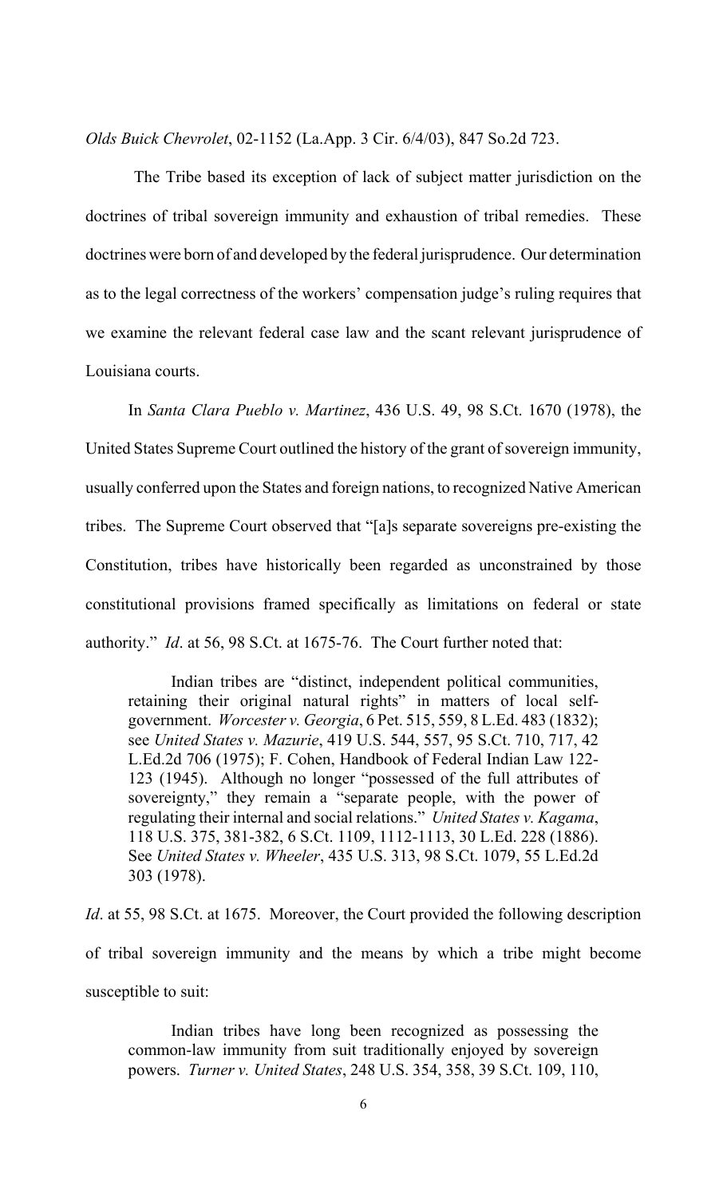*Olds Buick Chevrolet*, 02-1152 (La.App. 3 Cir. 6/4/03), 847 So.2d 723.

The Tribe based its exception of lack of subject matter jurisdiction on the doctrines of tribal sovereign immunity and exhaustion of tribal remedies. These doctrines were born of and developed by the federal jurisprudence. Our determination as to the legal correctness of the workers' compensation judge's ruling requires that we examine the relevant federal case law and the scant relevant jurisprudence of Louisiana courts.

In *Santa Clara Pueblo v. Martinez*, 436 U.S. 49, 98 S.Ct. 1670 (1978), the United States Supreme Court outlined the history of the grant of sovereign immunity, usually conferred upon the States and foreign nations, to recognized Native American tribes. The Supreme Court observed that "[a]s separate sovereigns pre-existing the Constitution, tribes have historically been regarded as unconstrained by those constitutional provisions framed specifically as limitations on federal or state authority." *Id*. at 56, 98 S.Ct. at 1675-76. The Court further noted that:

> Indian tribes are "distinct, independent political communities, retaining their original natural rights" in matters of local self-government. *Worcester v. Georgia*, 6 Pet. 515, 559, 8 L.Ed. 483 (1832); see *United States v. Mazurie*, 419 U.S. 544, 557, 95 S.Ct. 710, 717, 42 L.Ed.2d 706 (1975); F. Cohen, Handbook of Federal Indian Law 122-123 (1945). Although no longer "possessed of the full attributes of sovereignty," they remain a "separate people, with the power of regulating their internal and social relations." *United States v. Kagama*, 118 U.S. 375, 381-382, 6 S.Ct. 1109, 1112-1113, 30 L.Ed. 228 (1886). See *United States v. Wheeler*, 435 U.S. 313, 98 S.Ct. 1079, 55 L.Ed.2d 303 (1978).

*Id*. at 55, 98 S.Ct. at 1675. Moreover, the Court provided the following description of tribal sovereign immunity and the means by which a tribe might become susceptible to suit:

> Indian tribes have long been recognized as possessing the common-law immunity from suit traditionally enjoyed by sovereign powers. *Turner v. United States*, 248 U.S. 354, 358, 39 S.Ct. 109, 110,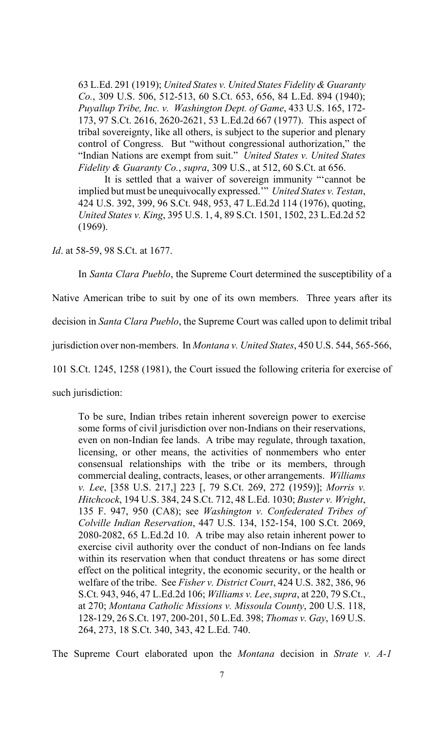> 63 L.Ed. 291 (1919); *United States v. United States Fidelity & Guaranty Co.*, 309 U.S. 506, 512-513, 60 S.Ct. 653, 656, 84 L.Ed. 894 (1940); *Puyallup Tribe, Inc. v. Washington Dept. of Game*, 433 U.S. 165, 172-173, 97 S.Ct. 2616, 2620-2621, 53 L.Ed.2d 667 (1977). This aspect of tribal sovereignty, like all others, is subject to the superior and plenary control of Congress. But "without congressional authorization," the "Indian Nations are exempt from suit." *United States v. United States Fidelity & Guaranty Co.*, *supra*, 309 U.S., at 512, 60 S.Ct. at 656.
>
> It is settled that a waiver of sovereign immunity "'cannot be implied but must be unequivocally expressed.'" *United States v. Testan*, 424 U.S. 392, 399, 96 S.Ct. 948, 953, 47 L.Ed.2d 114 (1976), quoting, *United States v. King*, 395 U.S. 1, 4, 89 S.Ct. 1501, 1502, 23 L.Ed.2d 52 (1969).

*Id*. at 58-59, 98 S.Ct. at 1677.

In *Santa Clara Pueblo*, the Supreme Court determined the susceptibility of a Native American tribe to suit by one of its own members. Three years after its decision in *Santa Clara Pueblo*, the Supreme Court was called upon to delimit tribal jurisdiction over non-members. In *Montana v. United States*, 450 U.S. 544, 565-566, 101 S.Ct. 1245, 1258 (1981), the Court issued the following criteria for exercise of such jurisdiction:

> To be sure, Indian tribes retain inherent sovereign power to exercise some forms of civil jurisdiction over non-Indians on their reservations, even on non-Indian fee lands. A tribe may regulate, through taxation, licensing, or other means, the activities of nonmembers who enter consensual relationships with the tribe or its members, through commercial dealing, contracts, leases, or other arrangements. *Williams v. Lee*, [358 U.S. 217,] 223 [, 79 S.Ct. 269, 272 (1959)]; *Morris v. Hitchcock*, 194 U.S. 384, 24 S.Ct. 712, 48 L.Ed. 1030; *Buster v. Wright*, 135 F. 947, 950 (CA8); see *Washington v. Confederated Tribes of Colville Indian Reservation*, 447 U.S. 134, 152-154, 100 S.Ct. 2069, 2080-2082, 65 L.Ed.2d 10. A tribe may also retain inherent power to exercise civil authority over the conduct of non-Indians on fee lands within its reservation when that conduct threatens or has some direct effect on the political integrity, the economic security, or the health or welfare of the tribe. See *Fisher v. District Court*, 424 U.S. 382, 386, 96 S.Ct. 943, 946, 47 L.Ed.2d 106; *Williams v. Lee*, *supra*, at 220, 79 S.Ct., at 270; *Montana Catholic Missions v. Missoula County*, 200 U.S. 118, 128-129, 26 S.Ct. 197, 200-201, 50 L.Ed. 398; *Thomas v. Gay*, 169 U.S. 264, 273, 18 S.Ct. 340, 343, 42 L.Ed. 740.

The Supreme Court elaborated upon the *Montana* decision in *Strate v. A-1*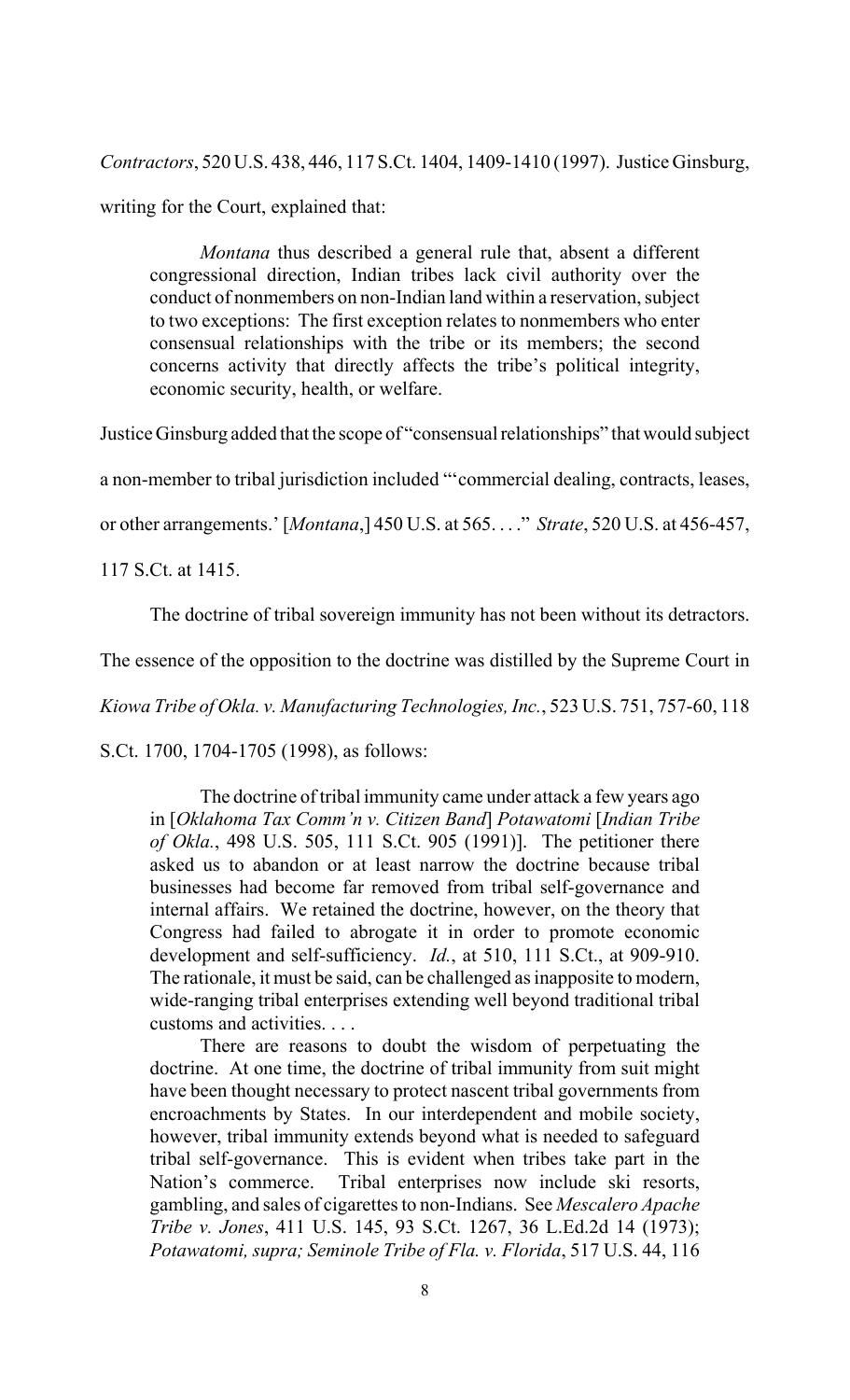*Contractors*, 520 U.S. 438, 446, 117 S.Ct. 1404, 1409-1410 (1997). Justice Ginsburg, writing for the Court, explained that:

> *Montana* thus described a general rule that, absent a different congressional direction, Indian tribes lack civil authority over the conduct of nonmembers on non-Indian land within a reservation, subject to two exceptions: The first exception relates to nonmembers who enter consensual relationships with the tribe or its members; the second concerns activity that directly affects the tribe's political integrity, economic security, health, or welfare.

Justice Ginsburg added that the scope of "consensual relationships" that would subject a non-member to tribal jurisdiction included "'commercial dealing, contracts, leases, or other arrangements.' [*Montana*,] 450 U.S. at 565. . . ." *Strate*, 520 U.S. at 456-457, 117 S.Ct. at 1415.

The doctrine of tribal sovereign immunity has not been without its detractors. The essence of the opposition to the doctrine was distilled by the Supreme Court in *Kiowa Tribe of Okla. v. Manufacturing Technologies, Inc.*, 523 U.S. 751, 757-60, 118 S.Ct. 1700, 1704-1705 (1998), as follows:

> The doctrine of tribal immunity came under attack a few years ago in [*Oklahoma Tax Comm'n v. Citizen Band*] *Potawatomi* [*Indian Tribe of Okla.*, 498 U.S. 505, 111 S.Ct. 905 (1991)]. The petitioner there asked us to abandon or at least narrow the doctrine because tribal businesses had become far removed from tribal self-governance and internal affairs. We retained the doctrine, however, on the theory that Congress had failed to abrogate it in order to promote economic development and self-sufficiency. *Id.*, at 510, 111 S.Ct., at 909-910. The rationale, it must be said, can be challenged as inapposite to modern, wide-ranging tribal enterprises extending well beyond traditional tribal customs and activities. . . .
>
> There are reasons to doubt the wisdom of perpetuating the doctrine. At one time, the doctrine of tribal immunity from suit might have been thought necessary to protect nascent tribal governments from encroachments by States. In our interdependent and mobile society, however, tribal immunity extends beyond what is needed to safeguard tribal self-governance. This is evident when tribes take part in the Nation's commerce. Tribal enterprises now include ski resorts, gambling, and sales of cigarettes to non-Indians. See *Mescalero Apache Tribe v. Jones*, 411 U.S. 145, 93 S.Ct. 1267, 36 L.Ed.2d 14 (1973); *Potawatomi, supra; Seminole Tribe of Fla. v. Florida*, 517 U.S. 44, 116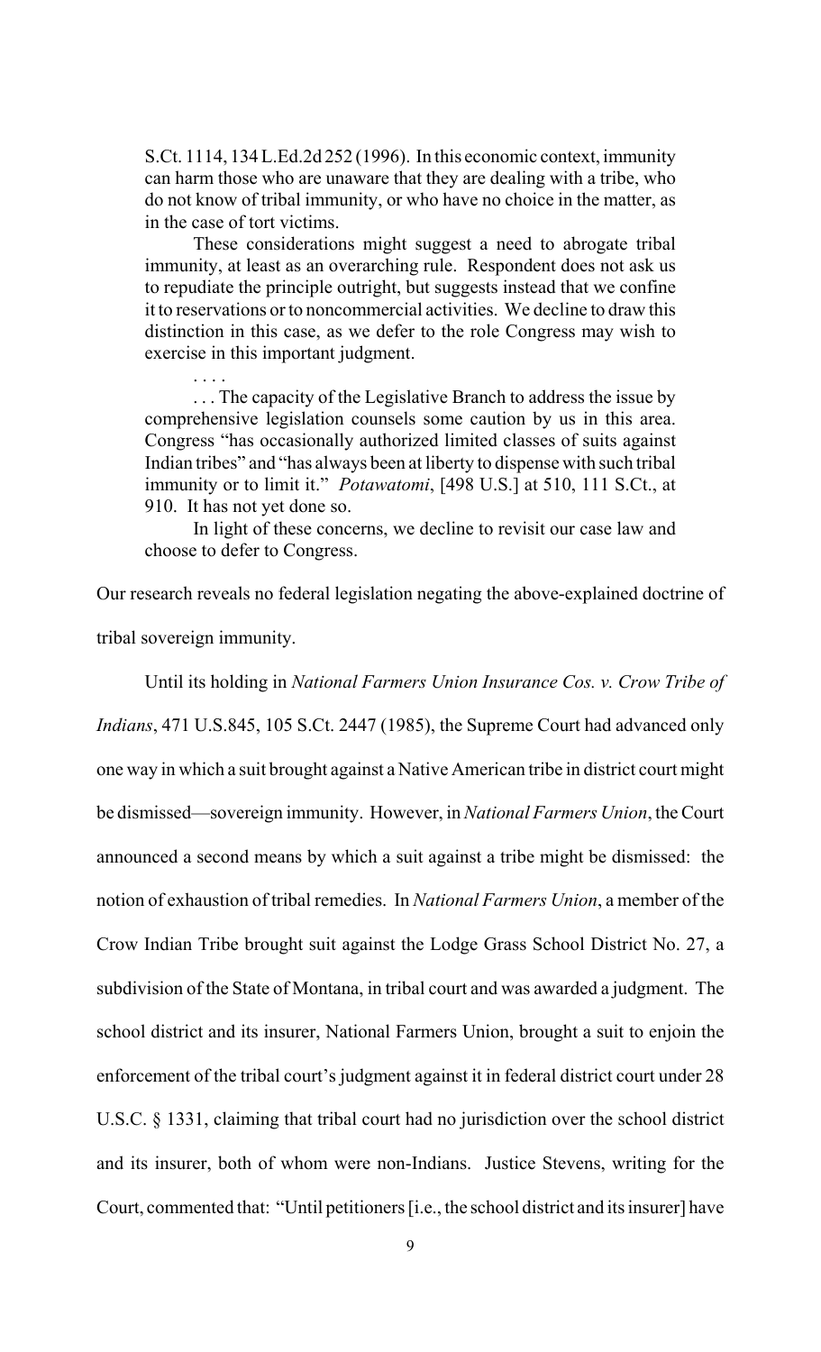> S.Ct. 1114, 134 L.Ed.2d 252 (1996). In this economic context, immunity can harm those who are unaware that they are dealing with a tribe, who do not know of tribal immunity, or who have no choice in the matter, as in the case of tort victims.
>
> These considerations might suggest a need to abrogate tribal immunity, at least as an overarching rule. Respondent does not ask us to repudiate the principle outright, but suggests instead that we confine it to reservations or to noncommercial activities. We decline to draw this distinction in this case, as we defer to the role Congress may wish to exercise in this important judgment.
>
> . . . .
>
> . . . The capacity of the Legislative Branch to address the issue by comprehensive legislation counsels some caution by us in this area. Congress "has occasionally authorized limited classes of suits against Indian tribes" and "has always been at liberty to dispense with such tribal immunity or to limit it." *Potawatomi*, [498 U.S.] at 510, 111 S.Ct., at 910. It has not yet done so.
>
> In light of these concerns, we decline to revisit our case law and choose to defer to Congress.

Our research reveals no federal legislation negating the above-explained doctrine of tribal sovereign immunity.

Until its holding in *National Farmers Union Insurance Cos. v. Crow Tribe of Indians*, 471 U.S.845, 105 S.Ct. 2447 (1985), the Supreme Court had advanced only one way in which a suit brought against a Native American tribe in district court might be dismissed—sovereign immunity. However, in *National Farmers Union*, the Court announced a second means by which a suit against a tribe might be dismissed: the notion of exhaustion of tribal remedies. In *National Farmers Union*, a member of the Crow Indian Tribe brought suit against the Lodge Grass School District No. 27, a subdivision of the State of Montana, in tribal court and was awarded a judgment. The school district and its insurer, National Farmers Union, brought a suit to enjoin the enforcement of the tribal court's judgment against it in federal district court under 28 U.S.C. § 1331, claiming that tribal court had no jurisdiction over the school district and its insurer, both of whom were non-Indians. Justice Stevens, writing for the Court, commented that: "Until petitioners [i.e., the school district and its insurer] have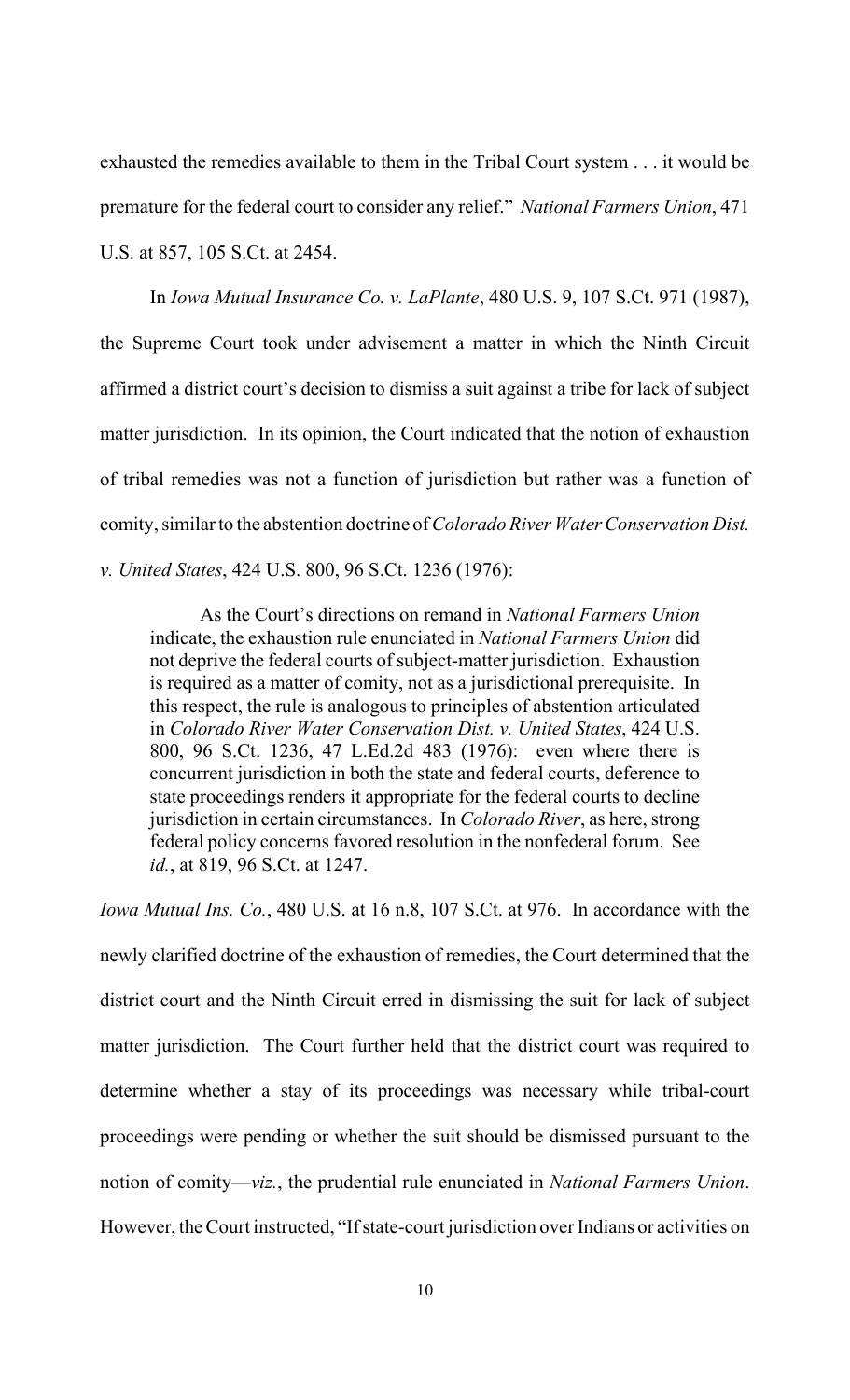exhausted the remedies available to them in the Tribal Court system . . . it would be premature for the federal court to consider any relief." *National Farmers Union*, 471 U.S. at 857, 105 S.Ct. at 2454.

In *Iowa Mutual Insurance Co. v. LaPlante*, 480 U.S. 9, 107 S.Ct. 971 (1987), the Supreme Court took under advisement a matter in which the Ninth Circuit affirmed a district court's decision to dismiss a suit against a tribe for lack of subject matter jurisdiction. In its opinion, the Court indicated that the notion of exhaustion of tribal remedies was not a function of jurisdiction but rather was a function of comity, similar to the abstention doctrine of *Colorado River Water Conservation Dist. v. United States*, 424 U.S. 800, 96 S.Ct. 1236 (1976):

> As the Court's directions on remand in *National Farmers Union* indicate, the exhaustion rule enunciated in *National Farmers Union* did not deprive the federal courts of subject-matter jurisdiction. Exhaustion is required as a matter of comity, not as a jurisdictional prerequisite. In this respect, the rule is analogous to principles of abstention articulated in *Colorado River Water Conservation Dist. v. United States*, 424 U.S. 800, 96 S.Ct. 1236, 47 L.Ed.2d 483 (1976): even where there is concurrent jurisdiction in both the state and federal courts, deference to state proceedings renders it appropriate for the federal courts to decline jurisdiction in certain circumstances. In *Colorado River*, as here, strong federal policy concerns favored resolution in the nonfederal forum. See *id.*, at 819, 96 S.Ct. at 1247.

*Iowa Mutual Ins. Co.*, 480 U.S. at 16 n.8, 107 S.Ct. at 976. In accordance with the newly clarified doctrine of the exhaustion of remedies, the Court determined that the district court and the Ninth Circuit erred in dismissing the suit for lack of subject matter jurisdiction. The Court further held that the district court was required to determine whether a stay of its proceedings was necessary while tribal-court proceedings were pending or whether the suit should be dismissed pursuant to the notion of comity—*viz.*, the prudential rule enunciated in *National Farmers Union*. However, the Court instructed, "If state-court jurisdiction over Indians or activities on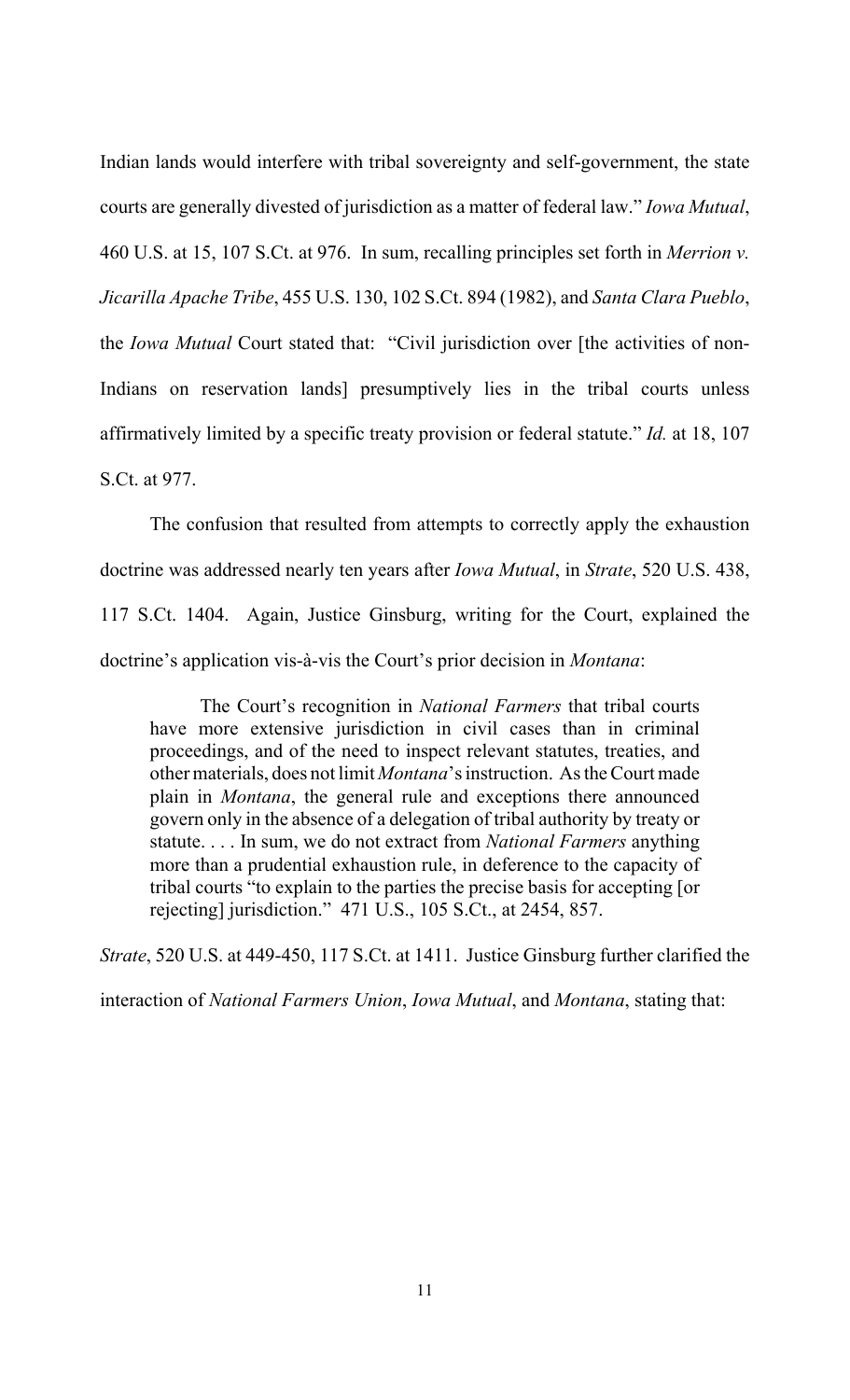Indian lands would interfere with tribal sovereignty and self-government, the state courts are generally divested of jurisdiction as a matter of federal law." *Iowa Mutual*, 460 U.S. at 15, 107 S.Ct. at 976. In sum, recalling principles set forth in *Merrion v. Jicarilla Apache Tribe*, 455 U.S. 130, 102 S.Ct. 894 (1982), and *Santa Clara Pueblo*, the *Iowa Mutual* Court stated that: "Civil jurisdiction over [the activities of non-Indians on reservation lands] presumptively lies in the tribal courts unless affirmatively limited by a specific treaty provision or federal statute." *Id.* at 18, 107 S.Ct. at 977.

The confusion that resulted from attempts to correctly apply the exhaustion doctrine was addressed nearly ten years after *Iowa Mutual*, in *Strate*, 520 U.S. 438, 117 S.Ct. 1404. Again, Justice Ginsburg, writing for the Court, explained the doctrine's application vis-à-vis the Court's prior decision in *Montana*:

> The Court's recognition in *National Farmers* that tribal courts have more extensive jurisdiction in civil cases than in criminal proceedings, and of the need to inspect relevant statutes, treaties, and other materials, does not limit *Montana*'s instruction. As the Court made plain in *Montana*, the general rule and exceptions there announced govern only in the absence of a delegation of tribal authority by treaty or statute. . . . In sum, we do not extract from *National Farmers* anything more than a prudential exhaustion rule, in deference to the capacity of tribal courts "to explain to the parties the precise basis for accepting [or rejecting] jurisdiction." 471 U.S., 105 S.Ct., at 2454, 857.

*Strate*, 520 U.S. at 449-450, 117 S.Ct. at 1411. Justice Ginsburg further clarified the interaction of *National Farmers Union*, *Iowa Mutual*, and *Montana*, stating that: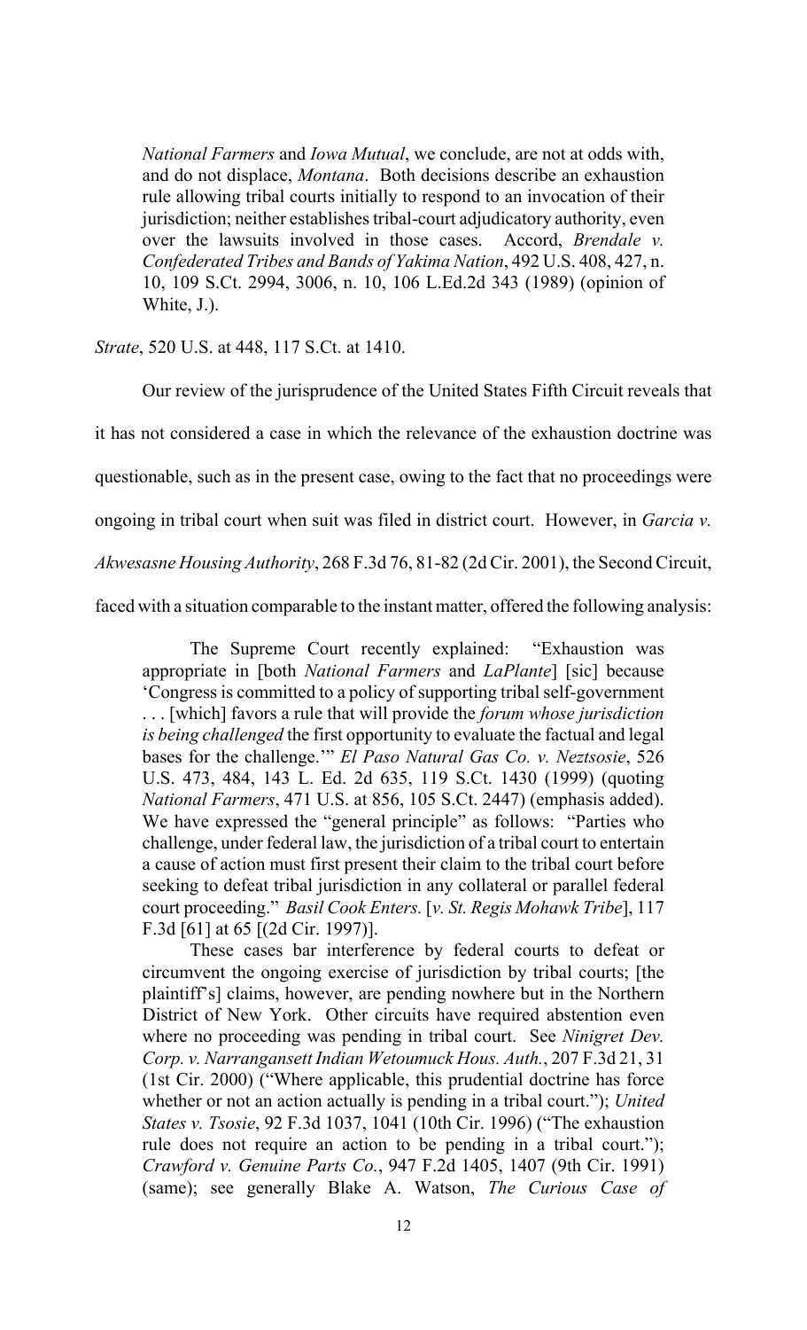> *National Farmers* and *Iowa Mutual*, we conclude, are not at odds with, and do not displace, *Montana*. Both decisions describe an exhaustion rule allowing tribal courts initially to respond to an invocation of their jurisdiction; neither establishes tribal-court adjudicatory authority, even over the lawsuits involved in those cases. Accord, *Brendale v. Confederated Tribes and Bands of Yakima Nation*, 492 U.S. 408, 427, n. 10, 109 S.Ct. 2994, 3006, n. 10, 106 L.Ed.2d 343 (1989) (opinion of White, J.).

*Strate*, 520 U.S. at 448, 117 S.Ct. at 1410.

Our review of the jurisprudence of the United States Fifth Circuit reveals that it has not considered a case in which the relevance of the exhaustion doctrine was questionable, such as in the present case, owing to the fact that no proceedings were ongoing in tribal court when suit was filed in district court. However, in *Garcia v. Akwesasne Housing Authority*, 268 F.3d 76, 81-82 (2d Cir. 2001), the Second Circuit, faced with a situation comparable to the instant matter, offered the following analysis:

> The Supreme Court recently explained: "Exhaustion was appropriate in [both *National Farmers* and *LaPlante*] [sic] because 'Congress is committed to a policy of supporting tribal self-government . . . [which] favors a rule that will provide the *forum whose jurisdiction is being challenged* the first opportunity to evaluate the factual and legal bases for the challenge.'" *El Paso Natural Gas Co. v. Neztsosie*, 526 U.S. 473, 484, 143 L. Ed. 2d 635, 119 S.Ct. 1430 (1999) (quoting *National Farmers*, 471 U.S. at 856, 105 S.Ct. 2447) (emphasis added). We have expressed the "general principle" as follows: "Parties who challenge, under federal law, the jurisdiction of a tribal court to entertain a cause of action must first present their claim to the tribal court before seeking to defeat tribal jurisdiction in any collateral or parallel federal court proceeding." *Basil Cook Enters.* [*v. St. Regis Mohawk Tribe*], 117 F.3d [61] at 65 [(2d Cir. 1997)].
>
> These cases bar interference by federal courts to defeat or circumvent the ongoing exercise of jurisdiction by tribal courts; [the plaintiff's] claims, however, are pending nowhere but in the Northern District of New York. Other circuits have required abstention even where no proceeding was pending in tribal court. See *Ninigret Dev. Corp. v. Narragansett Indian Wetoumuck Hous. Auth.*, 207 F.3d 21, 31 (1st Cir. 2000) ("Where applicable, this prudential doctrine has force whether or not an action actually is pending in a tribal court."); *United States v. Tsosie*, 92 F.3d 1037, 1041 (10th Cir. 1996) ("The exhaustion rule does not require an action to be pending in a tribal court."); *Crawford v. Genuine Parts Co.*, 947 F.2d 1405, 1407 (9th Cir. 1991) (same); see generally Blake A. Watson, *The Curious Case of*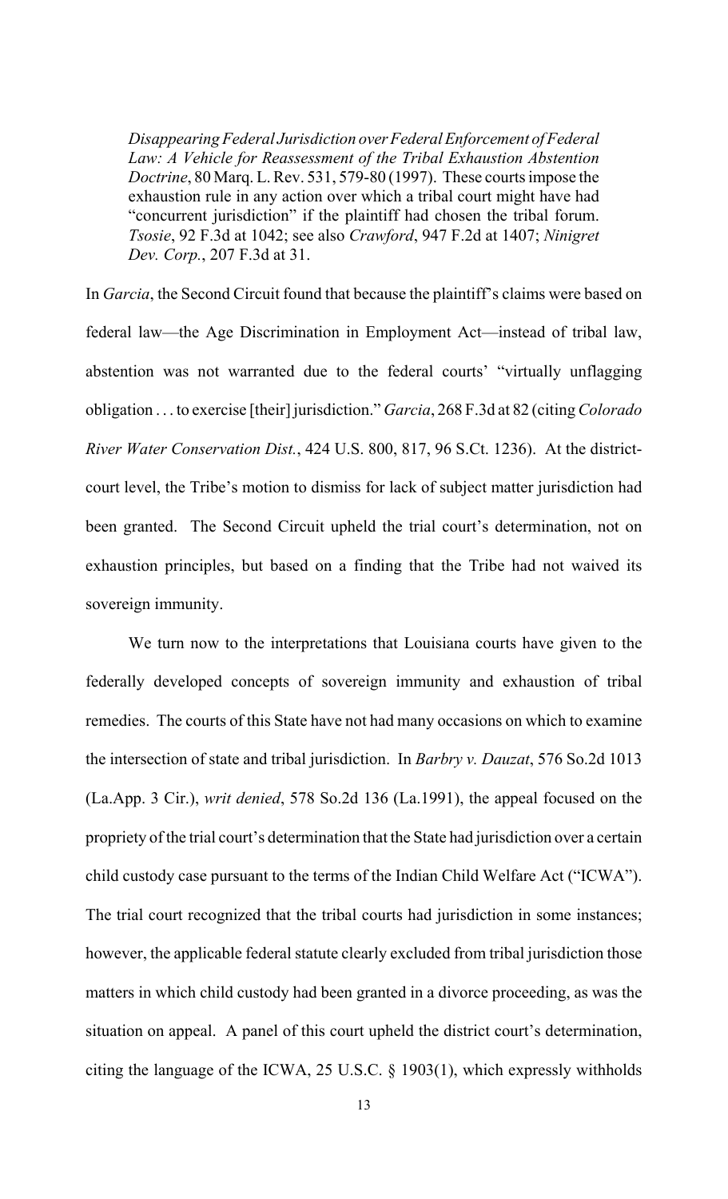> *Disappearing Federal Jurisdiction over Federal Enforcement of Federal Law: A Vehicle for Reassessment of the Tribal Exhaustion Abstention Doctrine*, 80 Marq. L. Rev. 531, 579-80 (1997). These courts impose the exhaustion rule in any action over which a tribal court might have had "concurrent jurisdiction" if the plaintiff had chosen the tribal forum. *Tsosie*, 92 F.3d at 1042; see also *Crawford*, 947 F.2d at 1407; *Ninigret Dev. Corp.*, 207 F.3d at 31.

In *Garcia*, the Second Circuit found that because the plaintiff's claims were based on federal law—the Age Discrimination in Employment Act—instead of tribal law, abstention was not warranted due to the federal courts' "virtually unflagging obligation . . . to exercise [their] jurisdiction." *Garcia*, 268 F.3d at 82 (citing *Colorado River Water Conservation Dist.*, 424 U.S. 800, 817, 96 S.Ct. 1236). At the district-court level, the Tribe's motion to dismiss for lack of subject matter jurisdiction had been granted. The Second Circuit upheld the trial court's determination, not on exhaustion principles, but based on a finding that the Tribe had not waived its sovereign immunity.

We turn now to the interpretations that Louisiana courts have given to the federally developed concepts of sovereign immunity and exhaustion of tribal remedies. The courts of this State have not had many occasions on which to examine the intersection of state and tribal jurisdiction. In *Barbry v. Dauzat*, 576 So.2d 1013 (La.App. 3 Cir.), *writ denied*, 578 So.2d 136 (La.1991), the appeal focused on the propriety of the trial court's determination that the State had jurisdiction over a certain child custody case pursuant to the terms of the Indian Child Welfare Act ("ICWA"). The trial court recognized that the tribal courts had jurisdiction in some instances; however, the applicable federal statute clearly excluded from tribal jurisdiction those matters in which child custody had been granted in a divorce proceeding, as was the situation on appeal. A panel of this court upheld the district court's determination, citing the language of the ICWA, 25 U.S.C. § 1903(1), which expressly withholds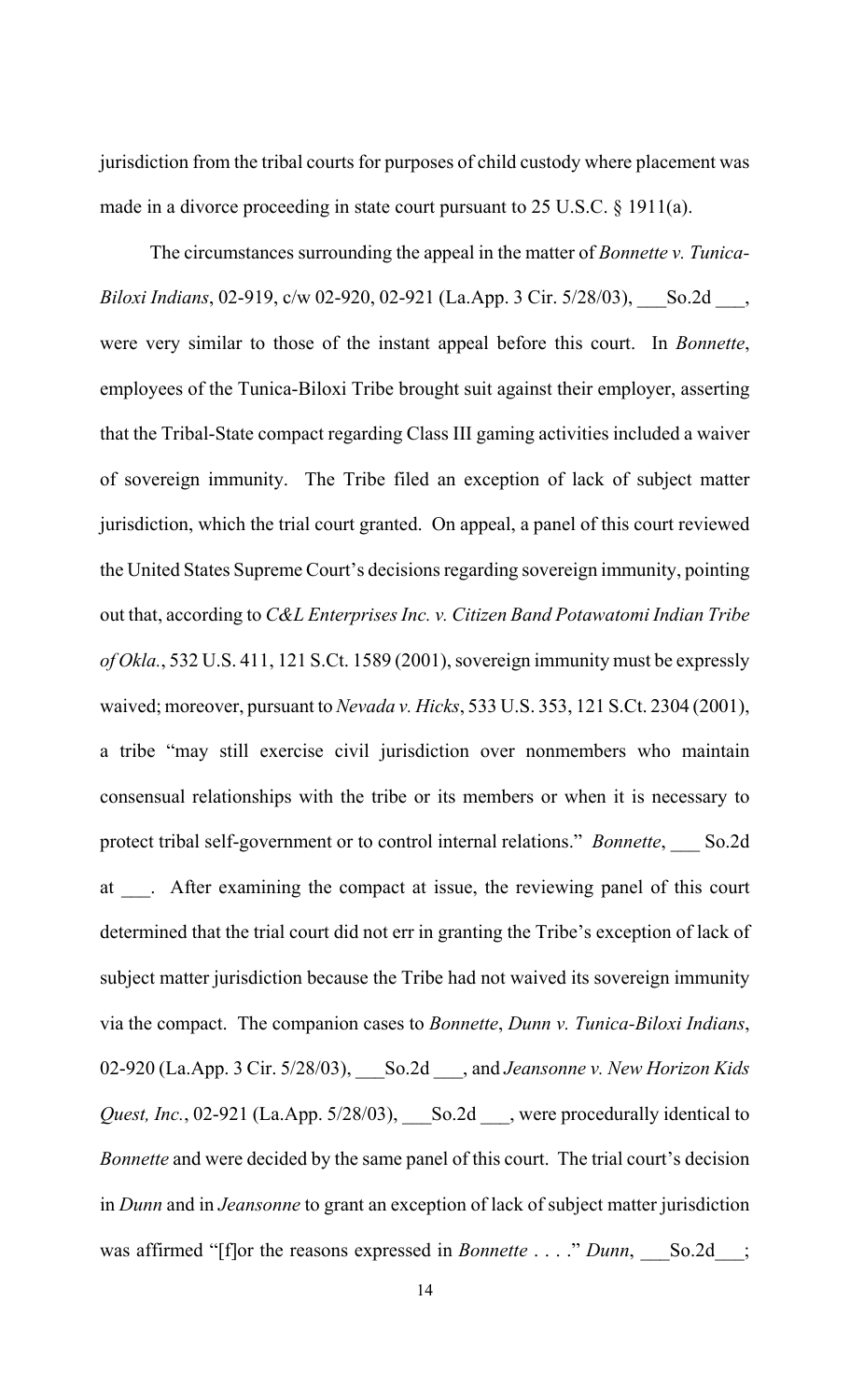jurisdiction from the tribal courts for purposes of child custody where placement was made in a divorce proceeding in state court pursuant to 25 U.S.C. § 1911(a).

The circumstances surrounding the appeal in the matter of *Bonnette v. Tunica-Biloxi Indians*, 02-919, c/w 02-920, 02-921 (La.App. 3 Cir. 5/28/03), ___So.2d ___, were very similar to those of the instant appeal before this court. In *Bonnette*, employees of the Tunica-Biloxi Tribe brought suit against their employer, asserting that the Tribal-State compact regarding Class III gaming activities included a waiver of sovereign immunity. The Tribe filed an exception of lack of subject matter jurisdiction, which the trial court granted. On appeal, a panel of this court reviewed the United States Supreme Court's decisions regarding sovereign immunity, pointing out that, according to *C&L Enterprises Inc. v. Citizen Band Potawatomi Indian Tribe of Okla.*, 532 U.S. 411, 121 S.Ct. 1589 (2001), sovereign immunity must be expressly waived; moreover, pursuant to *Nevada v. Hicks*, 533 U.S. 353, 121 S.Ct. 2304 (2001), a tribe "may still exercise civil jurisdiction over nonmembers who maintain consensual relationships with the tribe or its members or when it is necessary to protect tribal self-government or to control internal relations." *Bonnette*, ___ So.2d at ___. After examining the compact at issue, the reviewing panel of this court determined that the trial court did not err in granting the Tribe's exception of lack of subject matter jurisdiction because the Tribe had not waived its sovereign immunity via the compact. The companion cases to *Bonnette*, *Dunn v. Tunica-Biloxi Indians*, 02-920 (La.App. 3 Cir. 5/28/03), ___So.2d ___, and *Jeansonne v. New Horizon Kids Quest, Inc.*, 02-921 (La.App. 5/28/03), ___So.2d ___, were procedurally identical to *Bonnette* and were decided by the same panel of this court. The trial court's decision in *Dunn* and in *Jeansonne* to grant an exception of lack of subject matter jurisdiction was affirmed "[f]or the reasons expressed in *Bonnette* . . . ." *Dunn*, ___So.2d___;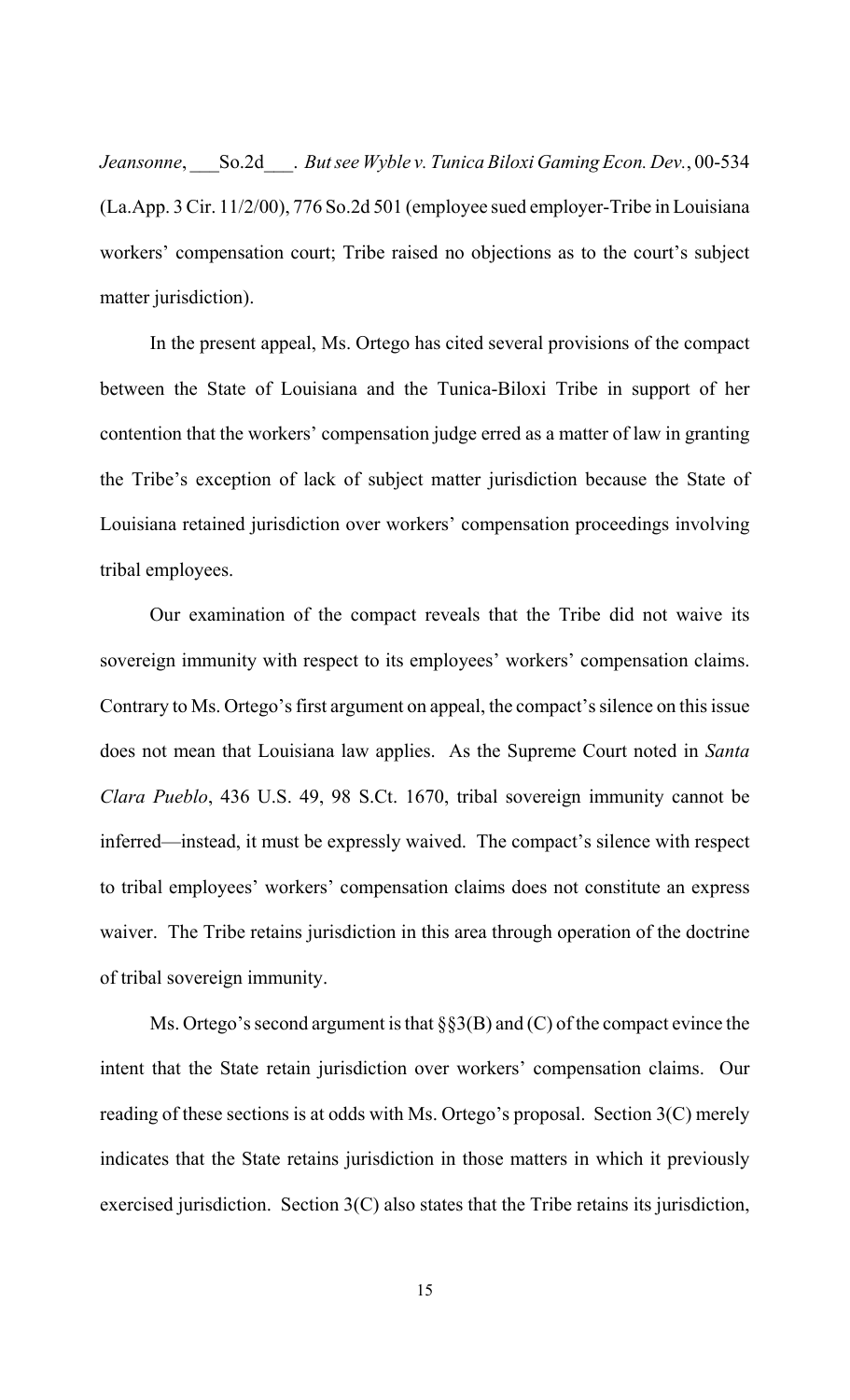*Jeansonne*, ___So.2d___. *But see Wyble v. Tunica Biloxi Gaming Econ. Dev.*, 00-534 (La.App. 3 Cir. 11/2/00), 776 So.2d 501 (employee sued employer-Tribe in Louisiana workers' compensation court; Tribe raised no objections as to the court's subject matter jurisdiction).

In the present appeal, Ms. Ortego has cited several provisions of the compact between the State of Louisiana and the Tunica-Biloxi Tribe in support of her contention that the workers' compensation judge erred as a matter of law in granting the Tribe's exception of lack of subject matter jurisdiction because the State of Louisiana retained jurisdiction over workers' compensation proceedings involving tribal employees.

Our examination of the compact reveals that the Tribe did not waive its sovereign immunity with respect to its employees' workers' compensation claims. Contrary to Ms. Ortego's first argument on appeal, the compact's silence on this issue does not mean that Louisiana law applies. As the Supreme Court noted in *Santa Clara Pueblo*, 436 U.S. 49, 98 S.Ct. 1670, tribal sovereign immunity cannot be inferred—instead, it must be expressly waived. The compact's silence with respect to tribal employees' workers' compensation claims does not constitute an express waiver. The Tribe retains jurisdiction in this area through operation of the doctrine of tribal sovereign immunity.

Ms. Ortego's second argument is that §§3(B) and (C) of the compact evince the intent that the State retain jurisdiction over workers' compensation claims. Our reading of these sections is at odds with Ms. Ortego's proposal. Section 3(C) merely indicates that the State retains jurisdiction in those matters in which it previously exercised jurisdiction. Section 3(C) also states that the Tribe retains its jurisdiction,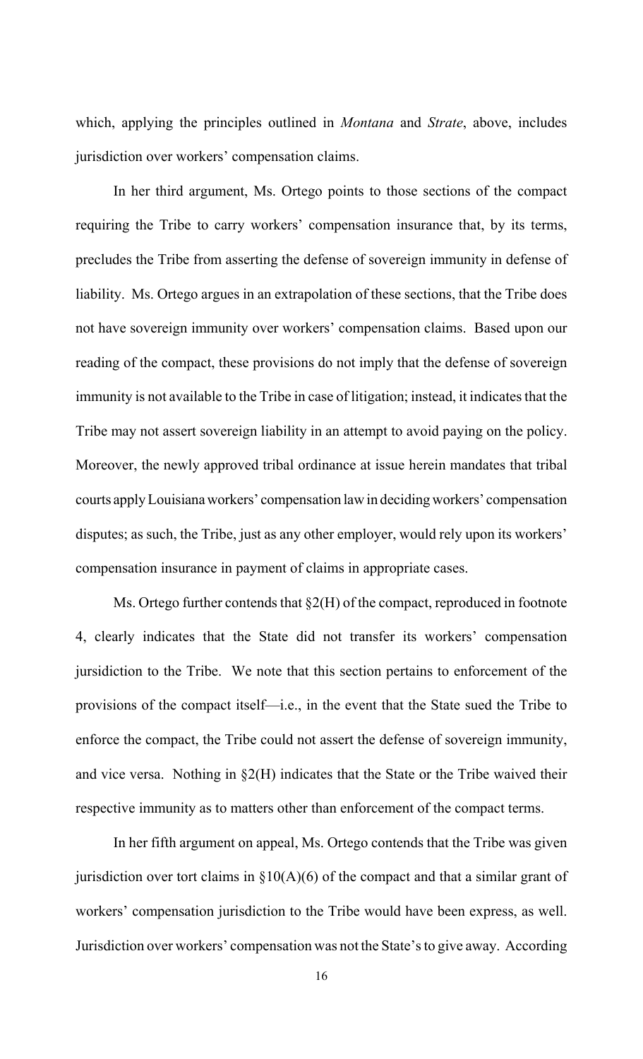which, applying the principles outlined in *Montana* and *Strate*, above, includes jurisdiction over workers' compensation claims.

In her third argument, Ms. Ortego points to those sections of the compact requiring the Tribe to carry workers' compensation insurance that, by its terms, precludes the Tribe from asserting the defense of sovereign immunity in defense of liability. Ms. Ortego argues in an extrapolation of these sections, that the Tribe does not have sovereign immunity over workers' compensation claims. Based upon our reading of the compact, these provisions do not imply that the defense of sovereign immunity is not available to the Tribe in case of litigation; instead, it indicates that the Tribe may not assert sovereign liability in an attempt to avoid paying on the policy. Moreover, the newly approved tribal ordinance at issue herein mandates that tribal courts apply Louisiana workers' compensation law in deciding workers' compensation disputes; as such, the Tribe, just as any other employer, would rely upon its workers' compensation insurance in payment of claims in appropriate cases.

Ms. Ortego further contends that §2(H) of the compact, reproduced in footnote 4, clearly indicates that the State did not transfer its workers' compensation jursidiction to the Tribe. We note that this section pertains to enforcement of the provisions of the compact itself—i.e., in the event that the State sued the Tribe to enforce the compact, the Tribe could not assert the defense of sovereign immunity, and vice versa. Nothing in §2(H) indicates that the State or the Tribe waived their respective immunity as to matters other than enforcement of the compact terms.

In her fifth argument on appeal, Ms. Ortego contends that the Tribe was given jurisdiction over tort claims in §10(A)(6) of the compact and that a similar grant of workers' compensation jurisdiction to the Tribe would have been express, as well. Jurisdiction over workers' compensation was not the State's to give away. According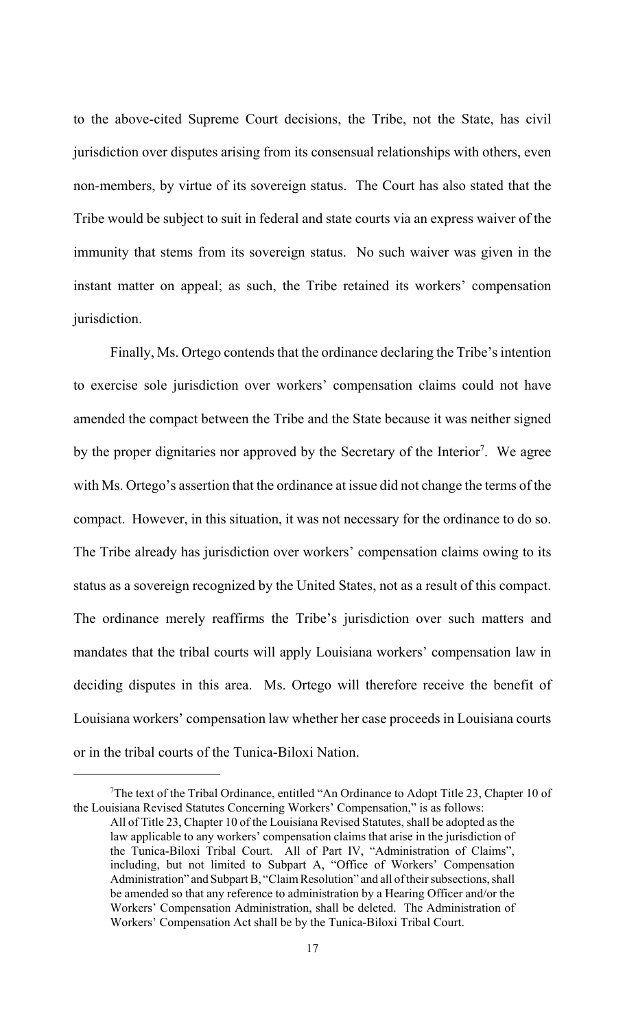to the above-cited Supreme Court decisions, the Tribe, not the State, has civil jurisdiction over disputes arising from its consensual relationships with others, even non-members, by virtue of its sovereign status. The Court has also stated that the Tribe would be subject to suit in federal and state courts via an express waiver of the immunity that stems from its sovereign status. No such waiver was given in the instant matter on appeal; as such, the Tribe retained its workers' compensation jurisdiction.

Finally, Ms. Ortego contends that the ordinance declaring the Tribe's intention to exercise sole jurisdiction over workers' compensation claims could not have amended the compact between the Tribe and the State because it was neither signed by the proper dignitaries nor approved by the Secretary of the Interior[7]. We agree with Ms. Ortego's assertion that the ordinance at issue did not change the terms of the compact. However, in this situation, it was not necessary for the ordinance to do so. The Tribe already has jurisdiction over workers' compensation claims owing to its status as a sovereign recognized by the United States, not as a result of this compact. The ordinance merely reaffirms the Tribe's jurisdiction over such matters and mandates that the tribal courts will apply Louisiana workers' compensation law in deciding disputes in this area. Ms. Ortego will therefore receive the benefit of Louisiana workers' compensation law whether her case proceeds in Louisiana courts or in the tribal courts of the Tunica-Biloxi Nation.

---

[7]The text of the Tribal Ordinance, entitled "An Ordinance to Adopt Title 23, Chapter 10 of the Louisiana Revised Statutes Concerning Workers' Compensation," is as follows:

> All of Title 23, Chapter 10 of the Louisiana Revised Statutes, shall be adopted as the law applicable to any workers' compensation claims that arise in the jurisdiction of the Tunica-Biloxi Tribal Court. All of Part IV, "Administration of Claims", including, but not limited to Subpart A, "Office of Workers' Compensation Administration" and Subpart B, "Claim Resolution" and all of their subsections, shall be amended so that any reference to administration by a Hearing Officer and/or the Workers' Compensation Administration, shall be deleted. The Administration of Workers' Compensation Act shall be by the Tunica-Biloxi Tribal Court.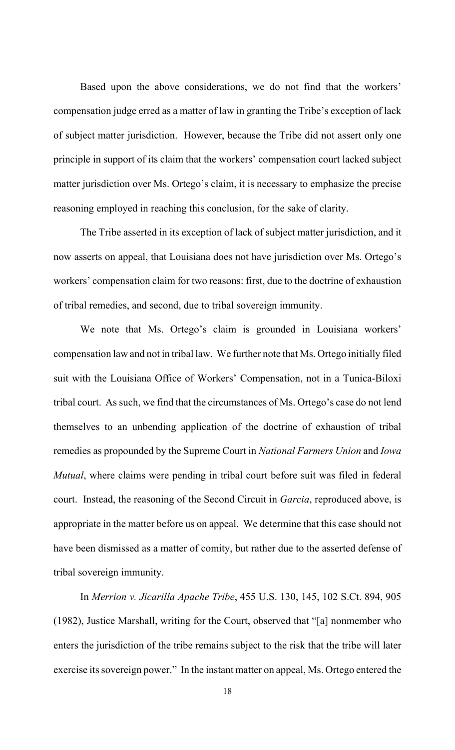Based upon the above considerations, we do not find that the workers' compensation judge erred as a matter of law in granting the Tribe's exception of lack of subject matter jurisdiction. However, because the Tribe did not assert only one principle in support of its claim that the workers' compensation court lacked subject matter jurisdiction over Ms. Ortego's claim, it is necessary to emphasize the precise reasoning employed in reaching this conclusion, for the sake of clarity.

The Tribe asserted in its exception of lack of subject matter jurisdiction, and it now asserts on appeal, that Louisiana does not have jurisdiction over Ms. Ortego's workers' compensation claim for two reasons: first, due to the doctrine of exhaustion of tribal remedies, and second, due to tribal sovereign immunity.

We note that Ms. Ortego's claim is grounded in Louisiana workers' compensation law and not in tribal law. We further note that Ms. Ortego initially filed suit with the Louisiana Office of Workers' Compensation, not in a Tunica-Biloxi tribal court. As such, we find that the circumstances of Ms. Ortego's case do not lend themselves to an unbending application of the doctrine of exhaustion of tribal remedies as propounded by the Supreme Court in *National Farmers Union* and *Iowa Mutual*, where claims were pending in tribal court before suit was filed in federal court. Instead, the reasoning of the Second Circuit in *Garcia*, reproduced above, is appropriate in the matter before us on appeal. We determine that this case should not have been dismissed as a matter of comity, but rather due to the asserted defense of tribal sovereign immunity.

In *Merrion v. Jicarilla Apache Tribe*, 455 U.S. 130, 145, 102 S.Ct. 894, 905 (1982), Justice Marshall, writing for the Court, observed that "[a] nonmember who enters the jurisdiction of the tribe remains subject to the risk that the tribe will later exercise its sovereign power." In the instant matter on appeal, Ms. Ortego entered the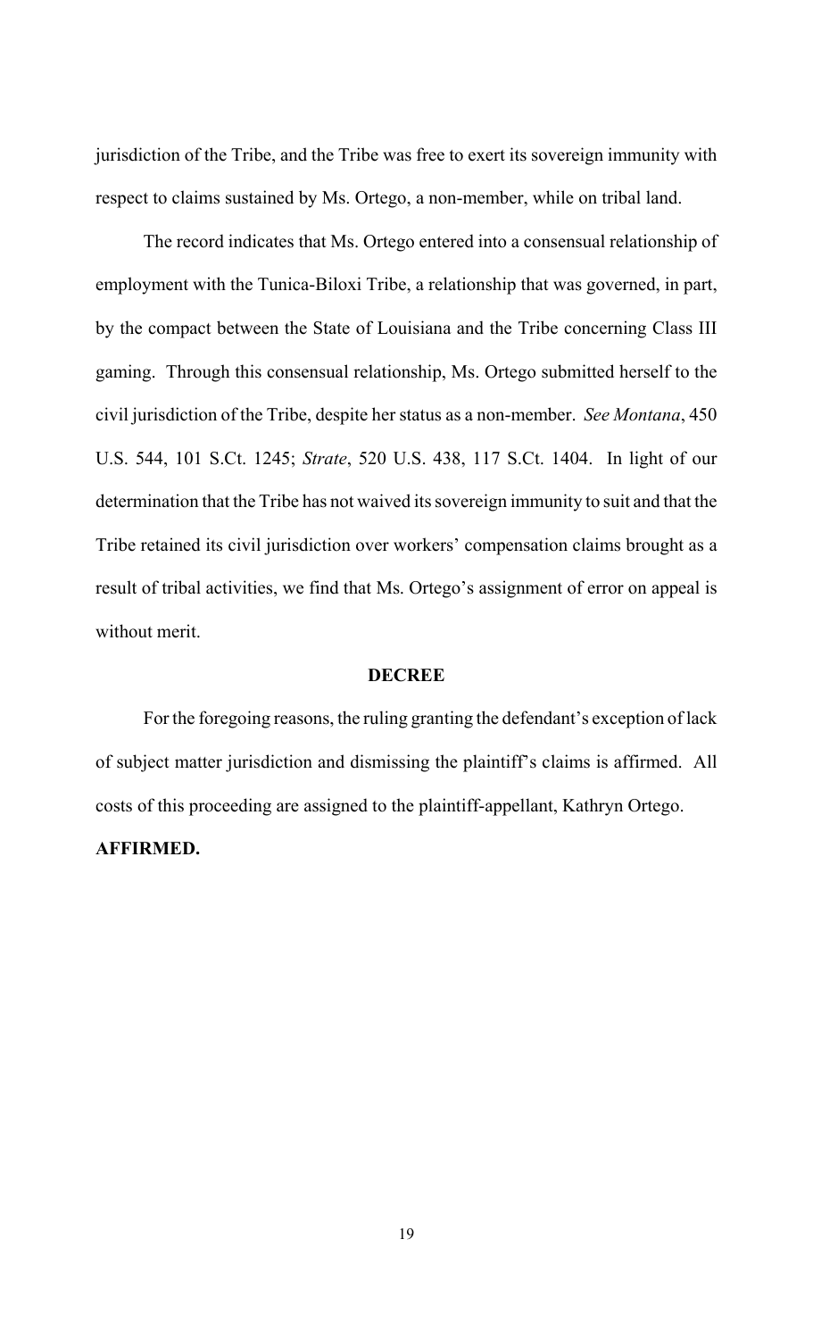jurisdiction of the Tribe, and the Tribe was free to exert its sovereign immunity with respect to claims sustained by Ms. Ortego, a non-member, while on tribal land.

The record indicates that Ms. Ortego entered into a consensual relationship of employment with the Tunica-Biloxi Tribe, a relationship that was governed, in part, by the compact between the State of Louisiana and the Tribe concerning Class III gaming. Through this consensual relationship, Ms. Ortego submitted herself to the civil jurisdiction of the Tribe, despite her status as a non-member. *See Montana*, 450 U.S. 544, 101 S.Ct. 1245; *Strate*, 520 U.S. 438, 117 S.Ct. 1404. In light of our determination that the Tribe has not waived its sovereign immunity to suit and that the Tribe retained its civil jurisdiction over workers' compensation claims brought as a result of tribal activities, we find that Ms. Ortego's assignment of error on appeal is without merit.

## DECREE

For the foregoing reasons, the ruling granting the defendant's exception of lack of subject matter jurisdiction and dismissing the plaintiff's claims is affirmed. All costs of this proceeding are assigned to the plaintiff-appellant, Kathryn Ortego.

**AFFIRMED.**